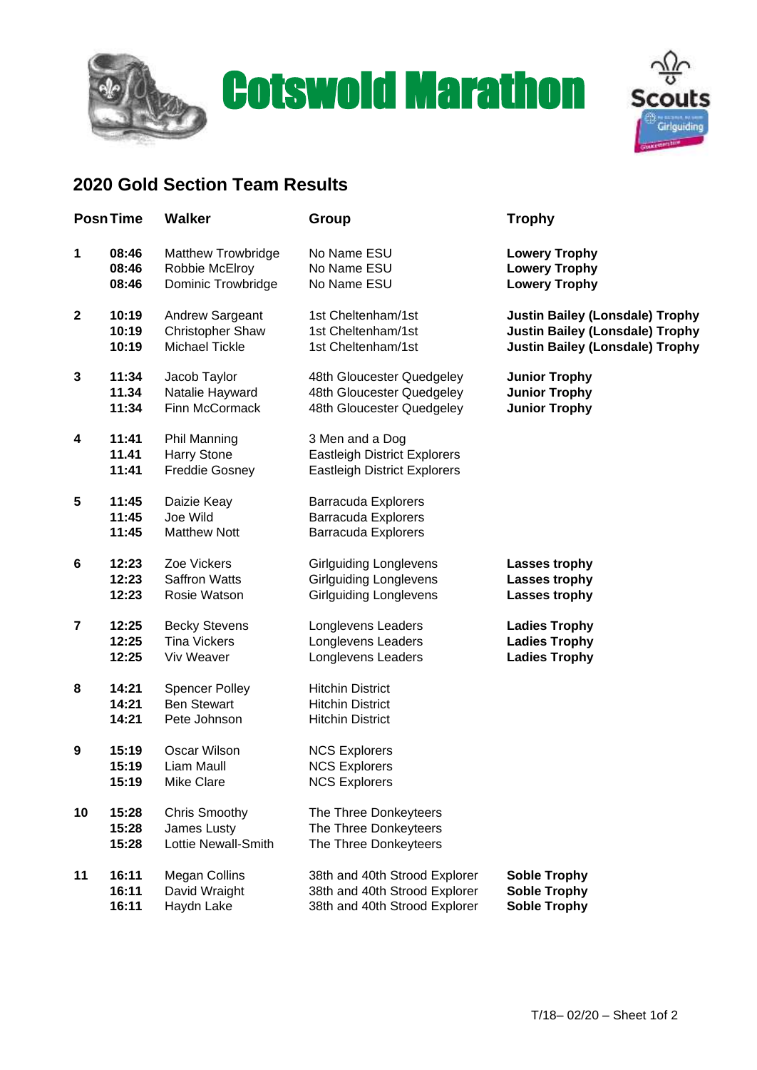# Cotswold Marathon

Scouts
Girlguiding

## 2020 Gold Section Team Results

| Posn | Time | Walker | Group | Trophy |
|---|---|---|---|---|
| 1 | **08:46** | Matthew Trowbridge | No Name ESU | **Lowery Trophy** |
| | **08:46** | Robbie McElroy | No Name ESU | **Lowery Trophy** |
| | **08:46** | Dominic Trowbridge | No Name ESU | **Lowery Trophy** |
| 2 | **10:19** | Andrew Sargeant | 1st Cheltenham/1st | **Justin Bailey (Lonsdale) Trophy** |
| | **10:19** | Christopher Shaw | 1st Cheltenham/1st | **Justin Bailey (Lonsdale) Trophy** |
| | **10:19** | Michael Tickle | 1st Cheltenham/1st | **Justin Bailey (Lonsdale) Trophy** |
| 3 | **11:34** | Jacob Taylor | 48th Gloucester Quedgeley | **Junior Trophy** |
| | **11.34** | Natalie Hayward | 48th Gloucester Quedgeley | **Junior Trophy** |
| | **11:34** | Finn McCormack | 48th Gloucester Quedgeley | **Junior Trophy** |
| 4 | **11:41** | Phil Manning | 3 Men and a Dog | |
| | **11.41** | Harry Stone | Eastleigh District Explorers | |
| | **11:41** | Freddie Gosney | Eastleigh District Explorers | |
| 5 | **11:45** | Daizie Keay | Barracuda Explorers | |
| | **11:45** | Joe Wild | Barracuda Explorers | |
| | **11:45** | Matthew Nott | Barracuda Explorers | |
| 6 | **12:23** | Zoe Vickers | Girlguiding Longlevens | **Lasses trophy** |
| | **12:23** | Saffron Watts | Girlguiding Longlevens | **Lasses trophy** |
| | **12:23** | Rosie Watson | Girlguiding Longlevens | **Lasses trophy** |
| 7 | **12:25** | Becky Stevens | Longlevens Leaders | **Ladies Trophy** |
| | **12:25** | Tina Vickers | Longlevens Leaders | **Ladies Trophy** |
| | **12:25** | Viv Weaver | Longlevens Leaders | **Ladies Trophy** |
| 8 | **14:21** | Spencer Polley | Hitchin District | |
| | **14:21** | Ben Stewart | Hitchin District | |
| | **14:21** | Pete Johnson | Hitchin District | |
| 9 | **15:19** | Oscar Wilson | NCS Explorers | |
| | **15:19** | Liam Maull | NCS Explorers | |
| | **15:19** | Mike Clare | NCS Explorers | |
| 10 | **15:28** | Chris Smoothy | The Three Donkeyteers | |
| | **15:28** | James Lusty | The Three Donkeyteers | |
| | **15:28** | Lottie Newall-Smith | The Three Donkeyteers | |
| 11 | **16:11** | Megan Collins | 38th and 40th Strood Explorer | **Soble Trophy** |
| | **16:11** | David Wraight | 38th and 40th Strood Explorer | **Soble Trophy** |
| | **16:11** | Haydn Lake | 38th and 40th Strood Explorer | **Soble Trophy** |

T/18– 02/20 – Sheet 1of 2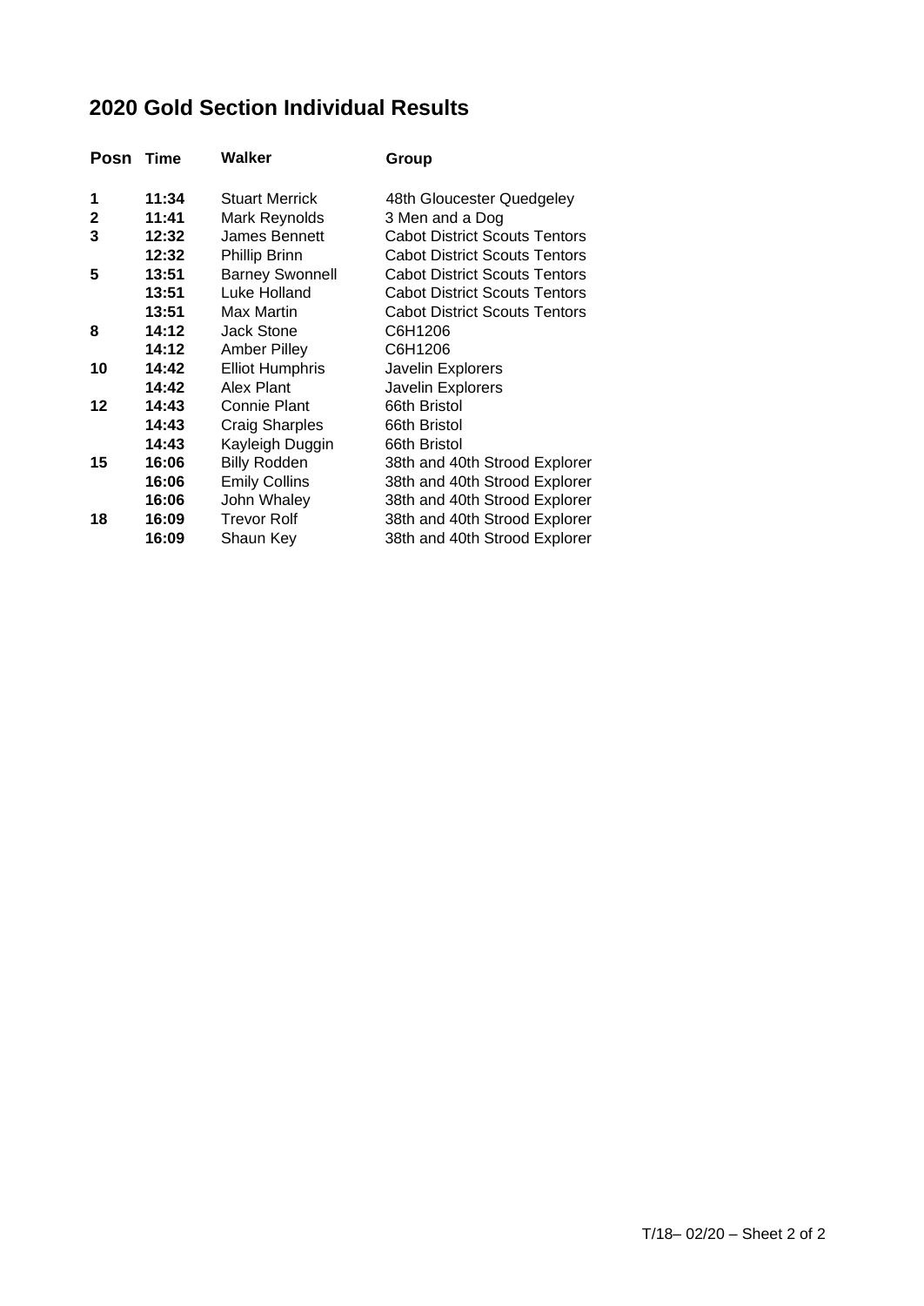# 2020 Gold Section Individual Results

| Posn | Time | Walker | Group |
|---|---|---|---|
| 1 | 11:34 | Stuart Merrick | 48th Gloucester Quedgeley |
| 2 | 11:41 | Mark Reynolds | 3 Men and a Dog |
| 3 | 12:32 | James Bennett | Cabot District Scouts Tentors |
|  | 12:32 | Phillip Brinn | Cabot District Scouts Tentors |
| 5 | 13:51 | Barney Swonnell | Cabot District Scouts Tentors |
|  | 13:51 | Luke Holland | Cabot District Scouts Tentors |
|  | 13:51 | Max Martin | Cabot District Scouts Tentors |
| 8 | 14:12 | Jack Stone | C6H1206 |
|  | 14:12 | Amber Pilley | C6H1206 |
| 10 | 14:42 | Elliot Humphris | Javelin Explorers |
|  | 14:42 | Alex Plant | Javelin Explorers |
| 12 | 14:43 | Connie Plant | 66th Bristol |
|  | 14:43 | Craig Sharples | 66th Bristol |
|  | 14:43 | Kayleigh Duggin | 66th Bristol |
| 15 | 16:06 | Billy Rodden | 38th and 40th Strood Explorer |
|  | 16:06 | Emily Collins | 38th and 40th Strood Explorer |
|  | 16:06 | John Whaley | 38th and 40th Strood Explorer |
| 18 | 16:09 | Trevor Rolf | 38th and 40th Strood Explorer |
|  | 16:09 | Shaun Key | 38th and 40th Strood Explorer |

T/18– 02/20 – Sheet 2 of 2